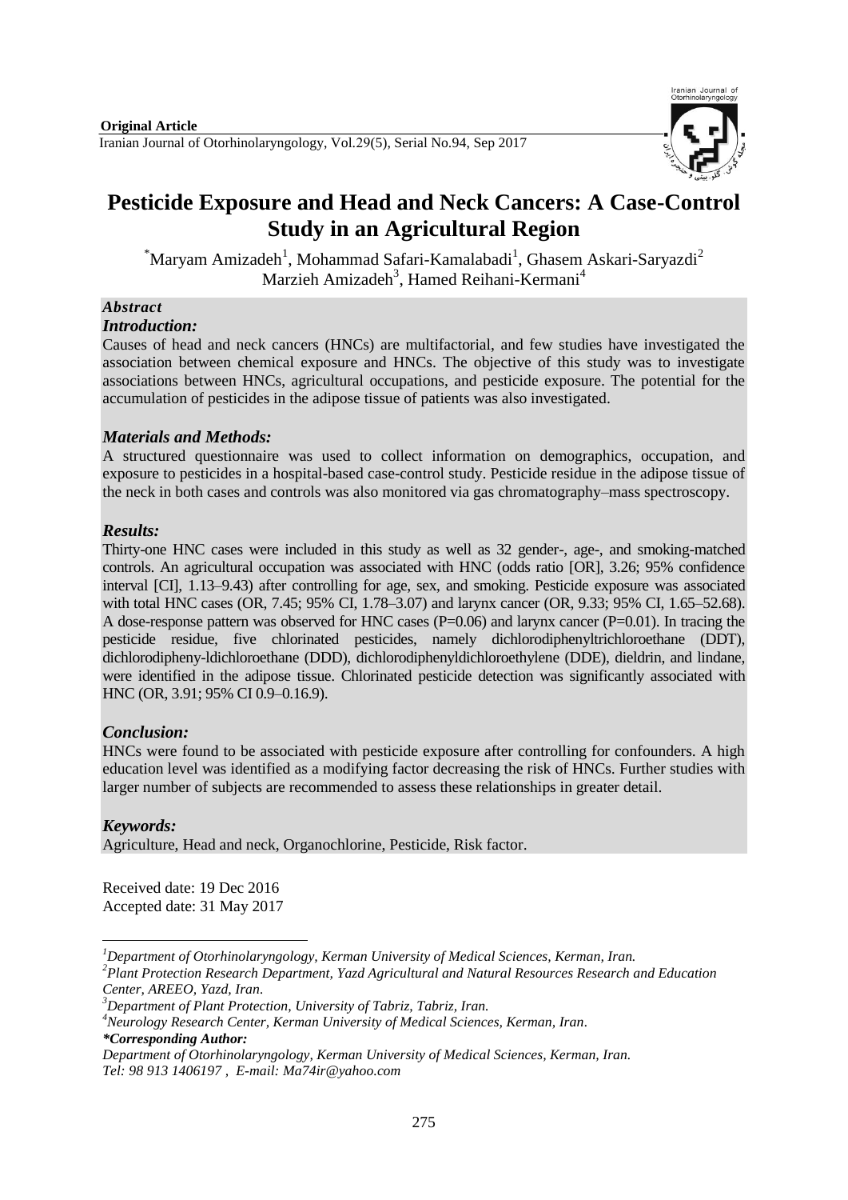**Original Article**

Iranian Journal of Otorhinolaryngology, Vol.29(5), Serial No.94, Sep 2017

# Pesticide Exposure and Head and Neck Cancers: A Case-Control Study in an Agricultural Region

*Maryam Amizadeh[1], Mohammad Safari-Kamalabadi[1], Ghasem Askari-Saryazdi[2] Marzieh Amizadeh[3], Hamed Reihani-Kermani[4]

## *Abstract*

### *Introduction:*

Causes of head and neck cancers (HNCs) are multifactorial, and few studies have investigated the association between chemical exposure and HNCs. The objective of this study was to investigate associations between HNCs, agricultural occupations, and pesticide exposure. The potential for the accumulation of pesticides in the adipose tissue of patients was also investigated.

### *Materials and Methods:*

A structured questionnaire was used to collect information on demographics, occupation, and exposure to pesticides in a hospital-based case-control study. Pesticide residue in the adipose tissue of the neck in both cases and controls was also monitored via gas chromatography–mass spectroscopy.

### *Results:*

Thirty-one HNC cases were included in this study as well as 32 gender-, age-, and smoking-matched controls. An agricultural occupation was associated with HNC (odds ratio [OR], 3.26; 95% confidence interval [CI], 1.13–9.43) after controlling for age, sex, and smoking. Pesticide exposure was associated with total HNC cases (OR, 7.45; 95% CI, 1.78–3.07) and larynx cancer (OR, 9.33; 95% CI, 1.65–52.68). A dose-response pattern was observed for HNC cases (P=0.06) and larynx cancer (P=0.01). In tracing the pesticide residue, five chlorinated pesticides, namely dichlorodiphenyltrichloroethane (DDT), dichlorodipheny-ldichloroethane (DDD), dichlorodiphenyldichloroethylene (DDE), dieldrin, and lindane, were identified in the adipose tissue. Chlorinated pesticide detection was significantly associated with HNC (OR, 3.91; 95% CI 0.9–0.16.9).

### *Conclusion:*

HNCs were found to be associated with pesticide exposure after controlling for confounders. A high education level was identified as a modifying factor decreasing the risk of HNCs. Further studies with larger number of subjects are recommended to assess these relationships in greater detail.

### *Keywords:*

Agriculture, Head and neck, Organochlorine, Pesticide, Risk factor.

Received date: 19 Dec 2016
Accepted date: 31 May 2017

---

*[1]Department of Otorhinolaryngology, Kerman University of Medical Sciences, Kerman, Iran.*
*[2]Plant Protection Research Department, Yazd Agricultural and Natural Resources Research and Education Center, AREEO, Yazd, Iran.*
*[3]Department of Plant Protection, University of Tabriz, Tabriz, Iran.*
*[4]Neurology Research Center, Kerman University of Medical Sciences, Kerman, Iran.*
***Corresponding Author:***
*Department of Otorhinolaryngology, Kerman University of Medical Sciences, Kerman, Iran.*
*Tel: 98 913 1406197 , E-mail: Ma74ir@yahoo.com*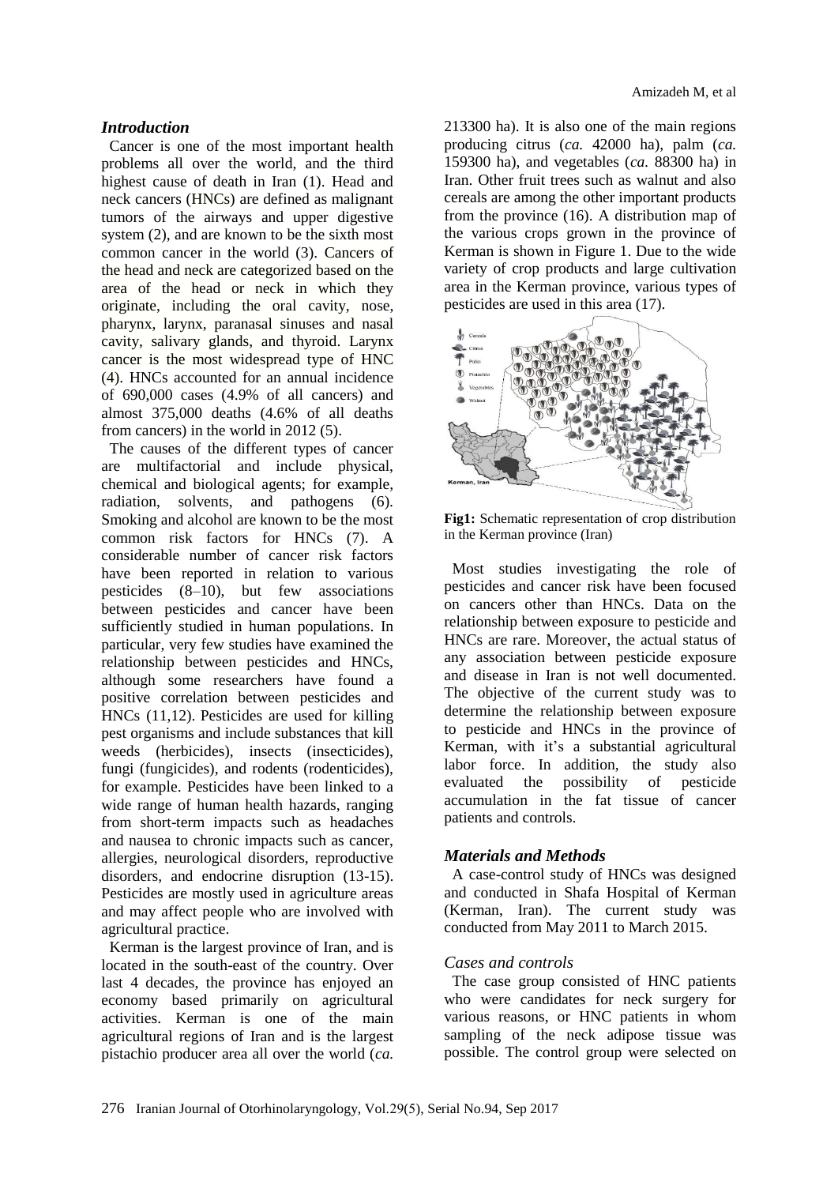## *Introduction*

Cancer is one of the most important health problems all over the world, and the third highest cause of death in Iran (1). Head and neck cancers (HNCs) are defined as malignant tumors of the airways and upper digestive system (2), and are known to be the sixth most common cancer in the world (3). Cancers of the head and neck are categorized based on the area of the head or neck in which they originate, including the oral cavity, nose, pharynx, larynx, paranasal sinuses and nasal cavity, salivary glands, and thyroid. Larynx cancer is the most widespread type of HNC (4). HNCs accounted for an annual incidence of 690,000 cases (4.9% of all cancers) and almost 375,000 deaths (4.6% of all deaths from cancers) in the world in 2012 (5).

The causes of the different types of cancer are multifactorial and include physical, chemical and biological agents; for example, radiation, solvents, and pathogens (6). Smoking and alcohol are known to be the most common risk factors for HNCs (7). A considerable number of cancer risk factors have been reported in relation to various pesticides (8–10), but few associations between pesticides and cancer have been sufficiently studied in human populations. In particular, very few studies have examined the relationship between pesticides and HNCs, although some researchers have found a positive correlation between pesticides and HNCs (11,12). Pesticides are used for killing pest organisms and include substances that kill weeds (herbicides), insects (insecticides), fungi (fungicides), and rodents (rodenticides), for example. Pesticides have been linked to a wide range of human health hazards, ranging from short-term impacts such as headaches and nausea to chronic impacts such as cancer, allergies, neurological disorders, reproductive disorders, and endocrine disruption (13-15). Pesticides are mostly used in agriculture areas and may affect people who are involved with agricultural practice.

Kerman is the largest province of Iran, and is located in the south-east of the country. Over last 4 decades, the province has enjoyed an economy based primarily on agricultural activities. Kerman is one of the main agricultural regions of Iran and is the largest pistachio producer area all over the world (*ca.* 213300 ha). It is also one of the main regions producing citrus (*ca.* 42000 ha), palm (*ca.* 159300 ha), and vegetables (*ca.* 88300 ha) in Iran. Other fruit trees such as walnut and also cereals are among the other important products from the province (16). A distribution map of the various crops grown in the province of Kerman is shown in Figure 1. Due to the wide variety of crop products and large cultivation area in the Kerman province, various types of pesticides are used in this area (17).

**Fig1:** Schematic representation of crop distribution in the Kerman province (Iran)

Most studies investigating the role of pesticides and cancer risk have been focused on cancers other than HNCs. Data on the relationship between exposure to pesticide and HNCs are rare. Moreover, the actual status of any association between pesticide exposure and disease in Iran is not well documented. The objective of the current study was to determine the relationship between exposure to pesticide and HNCs in the province of Kerman, with it's a substantial agricultural labor force. In addition, the study also evaluated the possibility of pesticide accumulation in the fat tissue of cancer patients and controls.

## *Materials and Methods*

A case-control study of HNCs was designed and conducted in Shafa Hospital of Kerman (Kerman, Iran). The current study was conducted from May 2011 to March 2015.

### *Cases and controls*

The case group consisted of HNC patients who were candidates for neck surgery for various reasons, or HNC patients in whom sampling of the neck adipose tissue was possible. The control group were selected on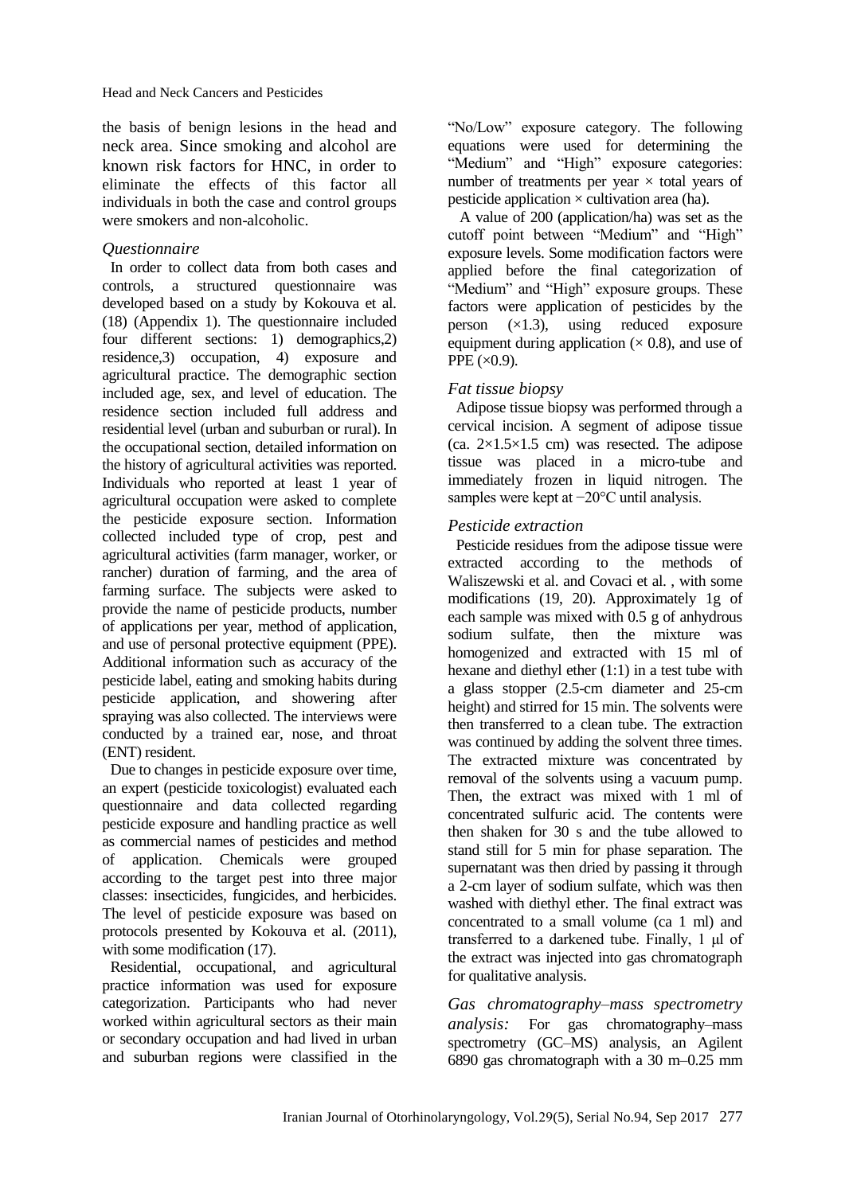the basis of benign lesions in the head and neck area. Since smoking and alcohol are known risk factors for HNC, in order to eliminate the effects of this factor all individuals in both the case and control groups were smokers and non-alcoholic.

### *Questionnaire*

In order to collect data from both cases and controls, a structured questionnaire was developed based on a study by Kokouva et al. (18) (Appendix 1). The questionnaire included four different sections: 1) demographics,2) residence,3) occupation, 4) exposure and agricultural practice. The demographic section included age, sex, and level of education. The residence section included full address and residential level (urban and suburban or rural). In the occupational section, detailed information on the history of agricultural activities was reported. Individuals who reported at least 1 year of agricultural occupation were asked to complete the pesticide exposure section. Information collected included type of crop, pest and agricultural activities (farm manager, worker, or rancher) duration of farming, and the area of farming surface. The subjects were asked to provide the name of pesticide products, number of applications per year, method of application, and use of personal protective equipment (PPE). Additional information such as accuracy of the pesticide label, eating and smoking habits during pesticide application, and showering after spraying was also collected. The interviews were conducted by a trained ear, nose, and throat (ENT) resident.

Due to changes in pesticide exposure over time, an expert (pesticide toxicologist) evaluated each questionnaire and data collected regarding pesticide exposure and handling practice as well as commercial names of pesticides and method of application. Chemicals were grouped according to the target pest into three major classes: insecticides, fungicides, and herbicides. The level of pesticide exposure was based on protocols presented by Kokouva et al. (2011), with some modification (17).

Residential, occupational, and agricultural practice information was used for exposure categorization. Participants who had never worked within agricultural sectors as their main or secondary occupation and had lived in urban and suburban regions were classified in the "No/Low" exposure category. The following equations were used for determining the "Medium" and "High" exposure categories: number of treatments per year × total years of pesticide application × cultivation area (ha).

A value of 200 (application/ha) was set as the cutoff point between "Medium" and "High" exposure levels. Some modification factors were applied before the final categorization of "Medium" and "High" exposure groups. These factors were application of pesticides by the person (×1.3), using reduced exposure equipment during application (× 0.8), and use of PPE (×0.9).

### *Fat tissue biopsy*

Adipose tissue biopsy was performed through a cervical incision. A segment of adipose tissue (ca. 2×1.5×1.5 cm) was resected. The adipose tissue was placed in a micro-tube and immediately frozen in liquid nitrogen. The samples were kept at −20°C until analysis.

### *Pesticide extraction*

Pesticide residues from the adipose tissue were extracted according to the methods of Waliszewski et al. and Covaci et al. , with some modifications (19, 20). Approximately 1g of each sample was mixed with 0.5 g of anhydrous sodium sulfate, then the mixture was homogenized and extracted with 15 ml of hexane and diethyl ether (1:1) in a test tube with a glass stopper (2.5-cm diameter and 25-cm height) and stirred for 15 min. The solvents were then transferred to a clean tube. The extraction was continued by adding the solvent three times. The extracted mixture was concentrated by removal of the solvents using a vacuum pump. Then, the extract was mixed with 1 ml of concentrated sulfuric acid. The contents were then shaken for 30 s and the tube allowed to stand still for 5 min for phase separation. The supernatant was then dried by passing it through a 2-cm layer of sodium sulfate, which was then washed with diethyl ether. The final extract was concentrated to a small volume (ca 1 ml) and transferred to a darkened tube. Finally, 1 µl of the extract was injected into gas chromatograph for qualitative analysis.

*Gas chromatography–mass spectrometry analysis:* For gas chromatography–mass spectrometry (GC–MS) analysis, an Agilent 6890 gas chromatograph with a 30 m–0.25 mm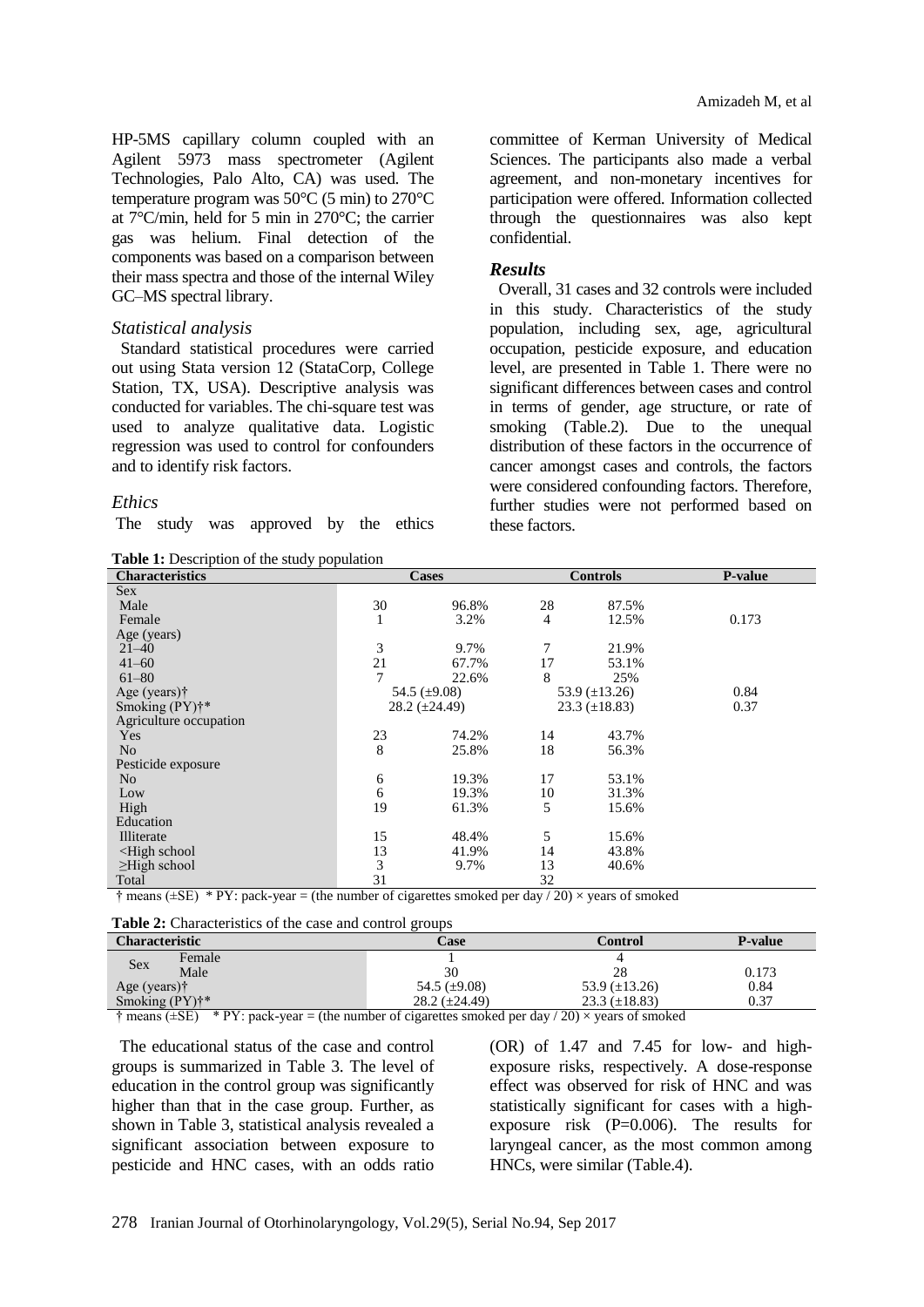HP-5MS capillary column coupled with an Agilent 5973 mass spectrometer (Agilent Technologies, Palo Alto, CA) was used. The temperature program was 50°C (5 min) to 270°C at 7°C/min, held for 5 min in 270°C; the carrier gas was helium. Final detection of the components was based on a comparison between their mass spectra and those of the internal Wiley GC–MS spectral library.

### *Statistical analysis*

Standard statistical procedures were carried out using Stata version 12 (StataCorp, College Station, TX, USA). Descriptive analysis was conducted for variables. The chi-square test was used to analyze qualitative data. Logistic regression was used to control for confounders and to identify risk factors.

### *Ethics*

The study was approved by the ethics committee of Kerman University of Medical Sciences. The participants also made a verbal agreement, and non-monetary incentives for participation were offered. Information collected through the questionnaires was also kept confidential.

## *Results*

Overall, 31 cases and 32 controls were included in this study. Characteristics of the study population, including sex, age, agricultural occupation, pesticide exposure, and education level, are presented in Table 1. There were no significant differences between cases and control in terms of gender, age structure, or rate of smoking (Table.2). Due to the unequal distribution of these factors in the occurrence of cancer amongst cases and controls, the factors were considered confounding factors. Therefore, further studies were not performed based on these factors.

**Table 1:** Description of the study population

| Characteristics | Cases | | Controls | | P-value |
|---|---|---|---|---|---|
| Sex | | | | | |
| Male | 30 | 96.8% | 28 | 87.5% | |
| Female | 1 | 3.2% | 4 | 12.5% | 0.173 |
| Age (years) | | | | | |
| 21–40 | 3 | 9.7% | 7 | 21.9% | |
| 41–60 | 21 | 67.7% | 17 | 53.1% | |
| 61–80 | 7 | 22.6% | 8 | 25% | |
| Age (years)† | 54.5 (±9.08) | | 53.9 (±13.26) | | 0.84 |
| Smoking (PY)†* | 28.2 (±24.49) | | 23.3 (±18.83) | | 0.37 |
| Agriculture occupation | | | | | |
| Yes | 23 | 74.2% | 14 | 43.7% | |
| No | 8 | 25.8% | 18 | 56.3% | |
| Pesticide exposure | | | | | |
| No | 6 | 19.3% | 17 | 53.1% | |
| Low | 6 | 19.3% | 10 | 31.3% | |
| High | 19 | 61.3% | 5 | 15.6% | |
| Education | | | | | |
| Illiterate | 15 | 48.4% | 5 | 15.6% | |
| <High school | 13 | 41.9% | 14 | 43.8% | |
| ≥High school | 3 | 9.7% | 13 | 40.6% | |
| Total | 31 | | 32 | | |

† means (±SE) * PY: pack-year = (the number of cigarettes smoked per day / 20) × years of smoked

**Table 2:** Characteristics of the case and control groups

| Characteristic | | Case | Control | P-value |
|---|---|---|---|---|
| Sex | Female | 1 | 4 | |
| | Male | 30 | 28 | 0.173 |
| Age (years)† | | 54.5 (±9.08) | 53.9 (±13.26) | 0.84 |
| Smoking (PY)†* | | 28.2 (±24.49) | 23.3 (±18.83) | 0.37 |

† means (±SE) * PY: pack-year = (the number of cigarettes smoked per day / 20) × years of smoked

The educational status of the case and control groups is summarized in Table 3. The level of education in the control group was significantly higher than that in the case group. Further, as shown in Table 3, statistical analysis revealed a significant association between exposure to pesticide and HNC cases, with an odds ratio (OR) of 1.47 and 7.45 for low- and high-exposure risks, respectively. A dose-response effect was observed for risk of HNC and was statistically significant for cases with a high-exposure risk (P=0.006). The results for laryngeal cancer, as the most common among HNCs, were similar (Table.4).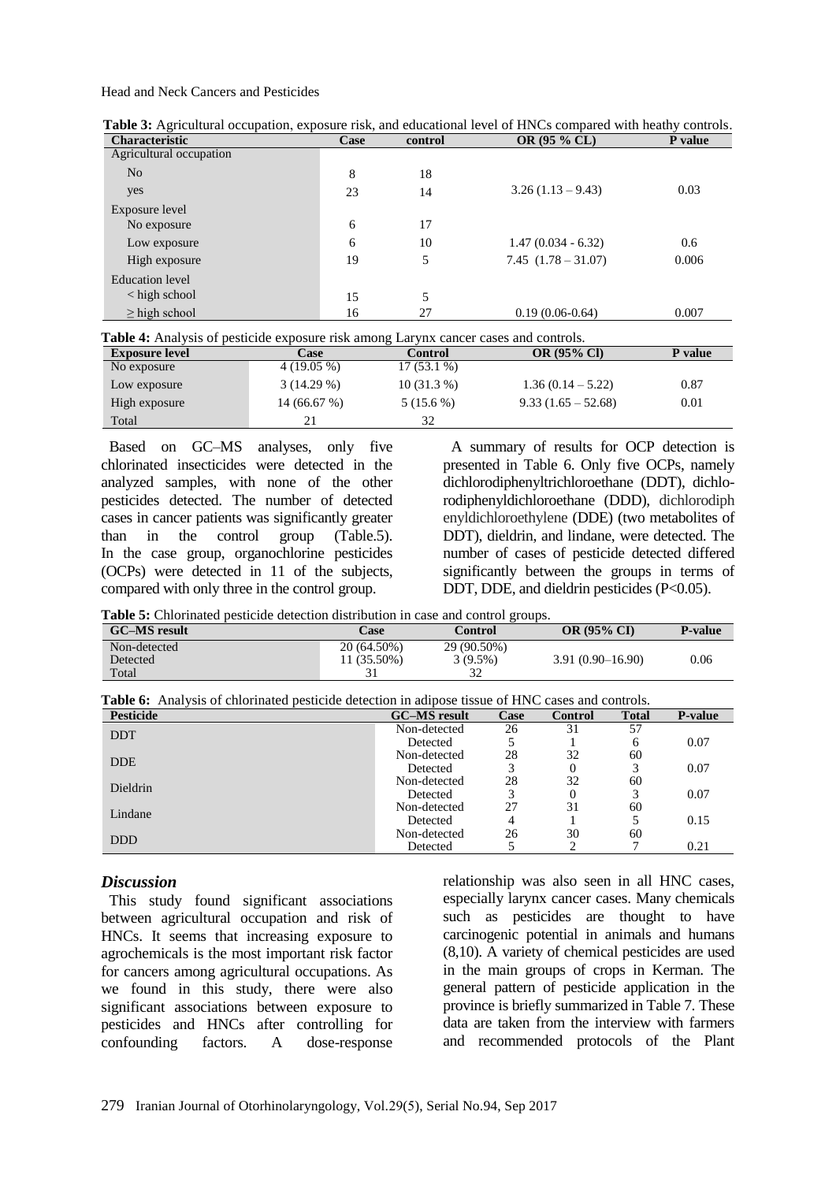**Table 3:** Agricultural occupation, exposure risk, and educational level of HNCs compared with heathy controls.

| Characteristic | Case | control | OR (95 % CL) | P value |
|---|---|---|---|---|
| Agricultural occupation | | | | |
| No | 8 | 18 | | |
| yes | 23 | 14 | 3.26 (1.13 – 9.43) | 0.03 |
| Exposure level | | | | |
| No exposure | 6 | 17 | | |
| Low exposure | 6 | 10 | 1.47 (0.034 - 6.32) | 0.6 |
| High exposure | 19 | 5 | 7.45 (1.78 – 31.07) | 0.006 |
| Education level | | | | |
| < high school | 15 | 5 | | |
| ≥ high school | 16 | 27 | 0.19 (0.06-0.64) | 0.007 |

**Table 4:** Analysis of pesticide exposure risk among Larynx cancer cases and controls.

| Exposure level | Case | Control | OR (95% Cl) | P value |
|---|---|---|---|---|
| No exposure | 4 (19.05 %) | 17 (53.1 %) | | |
| Low exposure | 3 (14.29 %) | 10 (31.3 %) | 1.36 (0.14 – 5.22) | 0.87 |
| High exposure | 14 (66.67 %) | 5 (15.6 %) | 9.33 (1.65 – 52.68) | 0.01 |
| Total | 21 | 32 | | |

Based on GC–MS analyses, only five chlorinated insecticides were detected in the analyzed samples, with none of the other pesticides detected. The number of detected cases in cancer patients was significantly greater than in the control group (Table.5). In the case group, organochlorine pesticides (OCPs) were detected in 11 of the subjects, compared with only three in the control group.

A summary of results for OCP detection is presented in Table 6. Only five OCPs, namely dichlorodiphenyltrichloroethane (DDT), dichlorodiphenyldichloroethane (DDD), dichlorodiphenyldichloroethylene (DDE) (two metabolites of DDT), dieldrin, and lindane, were detected. The number of cases of pesticide detected differed significantly between the groups in terms of DDT, DDE, and dieldrin pesticides (P<0.05).

**Table 5:** Chlorinated pesticide detection distribution in case and control groups.

| GC–MS result | Case | Control | OR (95% CI) | P-value |
|---|---|---|---|---|
| Non-detected | 20 (64.50%) | 29 (90.50%) | | |
| Detected | 11 (35.50%) | 3 (9.5%) | 3.91 (0.90–16.90) | 0.06 |
| Total | 31 | 32 | | |

**Table 6:** Analysis of chlorinated pesticide detection in adipose tissue of HNC cases and controls.

| Pesticide | GC–MS result | Case | Control | Total | P-value |
|---|---|---|---|---|---|
| DDT | Non-detected | 26 | 31 | 57 | |
| | Detected | 5 | 1 | 6 | 0.07 |
| DDE | Non-detected | 28 | 32 | 60 | |
| | Detected | 3 | 0 | 3 | 0.07 |
| Dieldrin | Non-detected | 28 | 32 | 60 | |
| | Detected | 3 | 0 | 3 | 0.07 |
| Lindane | Non-detected | 27 | 31 | 60 | |
| | Detected | 4 | 1 | 5 | 0.15 |
| DDD | Non-detected | 26 | 30 | 60 | |
| | Detected | 5 | 2 | 7 | 0.21 |

### *Discussion*

This study found significant associations between agricultural occupation and risk of HNCs. It seems that increasing exposure to agrochemicals is the most important risk factor for cancers among agricultural occupations. As we found in this study, there were also significant associations between exposure to pesticides and HNCs after controlling for confounding factors. A dose-response relationship was also seen in all HNC cases, especially larynx cancer cases. Many chemicals such as pesticides are thought to have carcinogenic potential in animals and humans (8,10). A variety of chemical pesticides are used in the main groups of crops in Kerman. The general pattern of pesticide application in the province is briefly summarized in Table 7. These data are taken from the interview with farmers and recommended protocols of the Plant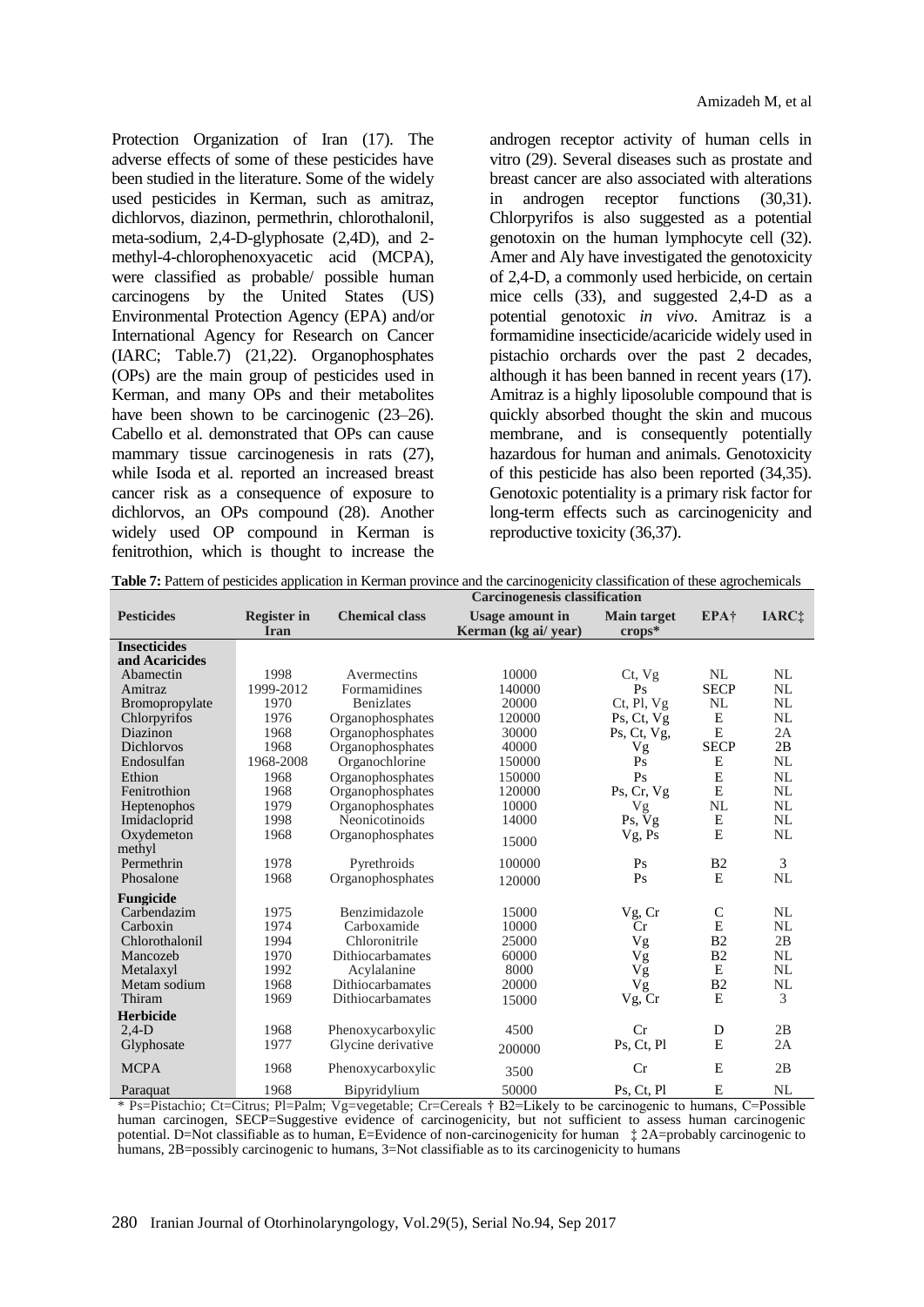Protection Organization of Iran (17). The adverse effects of some of these pesticides have been studied in the literature. Some of the widely used pesticides in Kerman, such as amitraz, dichlorvos, diazinon, permethrin, chlorothalonil, meta-sodium, 2,4-D-glyphosate (2,4D), and 2-methyl-4-chlorophenoxyacetic acid (MCPA), were classified as probable/ possible human carcinogens by the United States (US) Environmental Protection Agency (EPA) and/or International Agency for Research on Cancer (IARC; Table.7) (21,22). Organophosphates (OPs) are the main group of pesticides used in Kerman, and many OPs and their metabolites have been shown to be carcinogenic (23–26). Cabello et al. demonstrated that OPs can cause mammary tissue carcinogenesis in rats (27), while Isoda et al. reported an increased breast cancer risk as a consequence of exposure to dichlorvos, an OPs compound (28). Another widely used OP compound in Kerman is fenitrothion, which is thought to increase the androgen receptor activity of human cells in vitro (29). Several diseases such as prostate and breast cancer are also associated with alterations in androgen receptor functions (30,31). Chlorpyrifos is also suggested as a potential genotoxin on the human lymphocyte cell (32). Amer and Aly have investigated the genotoxicity of 2,4-D, a commonly used herbicide, on certain mice cells (33), and suggested 2,4-D as a potential genotoxic *in vivo*. Amitraz is a formamidine insecticide/acaricide widely used in pistachio orchards over the past 2 decades, although it has been banned in recent years (17). Amitraz is a highly liposoluble compound that is quickly absorbed thought the skin and mucous membrane, and is consequently potentially hazardous for human and animals. Genotoxicity of this pesticide has also been reported (34,35). Genotoxic potentiality is a primary risk factor for long-term effects such as carcinogenicity and reproductive toxicity (36,37).

**Table 7:** Pattern of pesticides application in Kerman province and the carcinogenicity classification of these agrochemicals

| Pesticides | Register in Iran | Chemical class | Usage amount in Kerman (kg ai/ year) | Main target crops* | EPA† | IARC‡ |
|---|---|---|---|---|---|---|
| | | | Carcinogenesis classification | | | |
| **Insecticides and Acaricides** | | | | | | |
| Abamectin | 1998 | Avermectins | 10000 | Ct, Vg | NL | NL |
| Amitraz | 1999-2012 | Formamidines | 140000 | Ps | SECP | NL |
| Bromopropylate | 1970 | Benizlates | 20000 | Ct, Pl, Vg | NL | NL |
| Chlorpyrifos | 1976 | Organophosphates | 120000 | Ps, Ct, Vg | E | NL |
| Diazinon | 1968 | Organophosphates | 30000 | Ps, Ct, Vg, | E | 2A |
| Dichlorvos | 1968 | Organophosphates | 40000 | Vg | SECP | 2B |
| Endosulfan | 1968-2008 | Organochlorine | 150000 | Ps | E | NL |
| Ethion | 1968 | Organophosphates | 150000 | Ps | E | NL |
| Fenitrothion | 1968 | Organophosphates | 120000 | Ps, Cr, Vg | E | NL |
| Heptenophos | 1979 | Organophosphates | 10000 | Vg | NL | NL |
| Imidacloprid | 1998 | Neonicotinoids | 14000 | Ps, Vg | E | NL |
| Oxydemeton methyl | 1968 | Organophosphates | 15000 | Vg, Ps | E | NL |
| Permethrin | 1978 | Pyrethroids | 100000 | Ps | B2 | 3 |
| Phosalone | 1968 | Organophosphates | 120000 | Ps | E | NL |
| **Fungicide** | | | | | | |
| Carbendazim | 1975 | Benzimidazole | 15000 | Vg, Cr | C | NL |
| Carboxin | 1974 | Carboxamide | 10000 | Cr | E | NL |
| Chlorothalonil | 1994 | Chloronitrile | 25000 | Vg | B2 | 2B |
| Mancozeb | 1970 | Dithiocarbamates | 60000 | Vg | B2 | NL |
| Metalaxyl | 1992 | Acylalanine | 8000 | Vg | E | NL |
| Metam sodium | 1968 | Dithiocarbamates | 20000 | Vg | B2 | NL |
| Thiram | 1969 | Dithiocarbamates | 15000 | Vg, Cr | E | 3 |
| **Herbicide** | | | | | | |
| 2,4-D | 1968 | Phenoxycarboxylic | 4500 | Cr | D | 2B |
| Glyphosate | 1977 | Glycine derivative | 200000 | Ps, Ct, Pl | E | 2A |
| MCPA | 1968 | Phenoxycarboxylic | 3500 | Cr | E | 2B |
| Paraquat | 1968 | Bipyridylium | 50000 | Ps, Ct, Pl | E | NL |

\* Ps=Pistachio; Ct=Citrus; Pl=Palm; Vg=vegetable; Cr=Cereals † B2=Likely to be carcinogenic to humans, C=Possible human carcinogen, SECP=Suggestive evidence of carcinogenicity, but not sufficient to assess human carcinogenic potential. D=Not classifiable as to human, E=Evidence of non-carcinogenicity for human ‡ 2A=probably carcinogenic to humans, 2B=possibly carcinogenic to humans, 3=Not classifiable as to its carcinogenicity to humans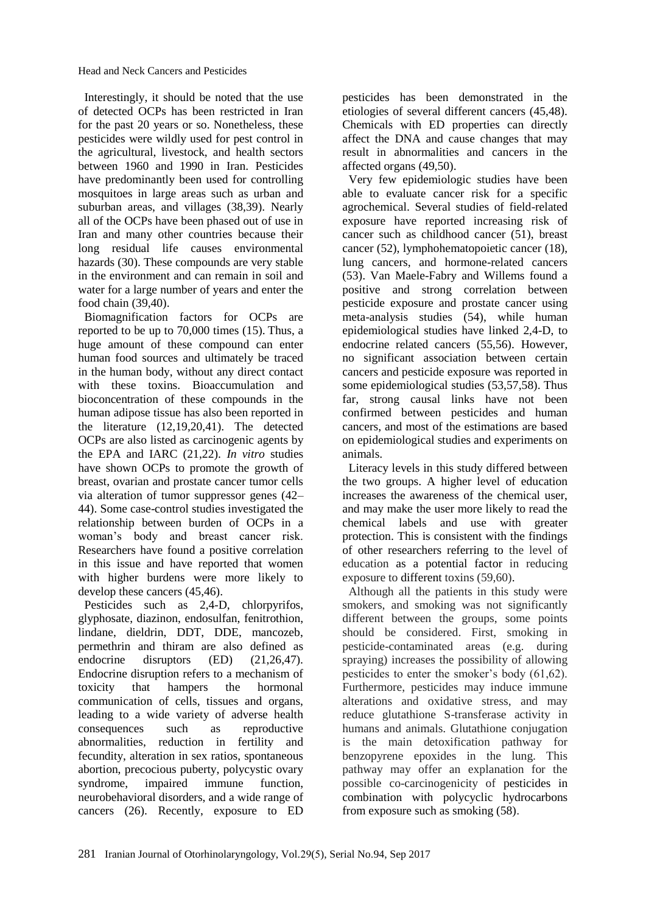Interestingly, it should be noted that the use of detected OCPs has been restricted in Iran for the past 20 years or so. Nonetheless, these pesticides were wildly used for pest control in the agricultural, livestock, and health sectors between 1960 and 1990 in Iran. Pesticides have predominantly been used for controlling mosquitoes in large areas such as urban and suburban areas, and villages (38,39). Nearly all of the OCPs have been phased out of use in Iran and many other countries because their long residual life causes environmental hazards (30). These compounds are very stable in the environment and can remain in soil and water for a large number of years and enter the food chain (39,40).

Biomagnification factors for OCPs are reported to be up to 70,000 times (15). Thus, a huge amount of these compound can enter human food sources and ultimately be traced in the human body, without any direct contact with these toxins. Bioaccumulation and bioconcentration of these compounds in the human adipose tissue has also been reported in the literature (12,19,20,41). The detected OCPs are also listed as carcinogenic agents by the EPA and IARC (21,22). *In vitro* studies have shown OCPs to promote the growth of breast, ovarian and prostate cancer tumor cells via alteration of tumor suppressor genes (42–44). Some case-control studies investigated the relationship between burden of OCPs in a woman's body and breast cancer risk. Researchers have found a positive correlation in this issue and have reported that women with higher burdens were more likely to develop these cancers (45,46).

Pesticides such as 2,4-D, chlorpyrifos, glyphosate, diazinon, endosulfan, fenitrothion, lindane, dieldrin, DDT, DDE, mancozeb, permethrin and thiram are also defined as endocrine disruptors (ED) (21,26,47). Endocrine disruption refers to a mechanism of toxicity that hampers the hormonal communication of cells, tissues and organs, leading to a wide variety of adverse health consequences such as reproductive abnormalities, reduction in fertility and fecundity, alteration in sex ratios, spontaneous abortion, precocious puberty, polycystic ovary syndrome, impaired immune function, neurobehavioral disorders, and a wide range of cancers (26). Recently, exposure to ED pesticides has been demonstrated in the etiologies of several different cancers (45,48). Chemicals with ED properties can directly affect the DNA and cause changes that may result in abnormalities and cancers in the affected organs (49,50).

Very few epidemiologic studies have been able to evaluate cancer risk for a specific agrochemical. Several studies of field-related exposure have reported increasing risk of cancer such as childhood cancer (51), breast cancer (52), lymphohematopoietic cancer (18), lung cancers, and hormone-related cancers (53). Van Maele-Fabry and Willems found a positive and strong correlation between pesticide exposure and prostate cancer using meta-analysis studies (54), while human epidemiological studies have linked 2,4-D, to endocrine related cancers (55,56). However, no significant association between certain cancers and pesticide exposure was reported in some epidemiological studies (53,57,58). Thus far, strong causal links have not been confirmed between pesticides and human cancers, and most of the estimations are based on epidemiological studies and experiments on animals.

Literacy levels in this study differed between the two groups. A higher level of education increases the awareness of the chemical user, and may make the user more likely to read the chemical labels and use with greater protection. This is consistent with the findings of other researchers referring to the level of education as a potential factor in reducing exposure to different toxins (59,60).

Although all the patients in this study were smokers, and smoking was not significantly different between the groups, some points should be considered. First, smoking in pesticide-contaminated areas (e.g. during spraying) increases the possibility of allowing pesticides to enter the smoker's body (61,62). Furthermore, pesticides may induce immune alterations and oxidative stress, and may reduce glutathione S-transferase activity in humans and animals. Glutathione conjugation is the main detoxification pathway for benzopyrene epoxides in the lung. This pathway may offer an explanation for the possible co-carcinogenicity of pesticides in combination with polycyclic hydrocarbons from exposure such as smoking (58).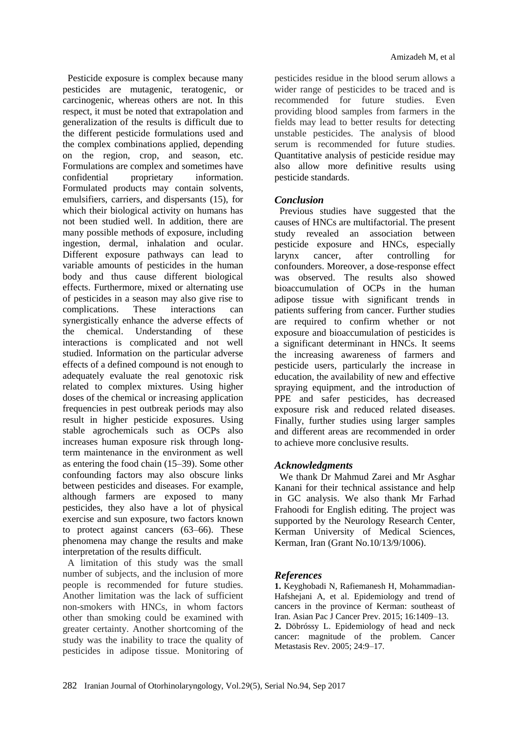Pesticide exposure is complex because many pesticides are mutagenic, teratogenic, or carcinogenic, whereas others are not. In this respect, it must be noted that extrapolation and generalization of the results is difficult due to the different pesticide formulations used and the complex combinations applied, depending on the region, crop, and season, etc. Formulations are complex and sometimes have confidential proprietary information. Formulated products may contain solvents, emulsifiers, carriers, and dispersants (15), for which their biological activity on humans has not been studied well. In addition, there are many possible methods of exposure, including ingestion, dermal, inhalation and ocular. Different exposure pathways can lead to variable amounts of pesticides in the human body and thus cause different biological effects. Furthermore, mixed or alternating use of pesticides in a season may also give rise to complications. These interactions can synergistically enhance the adverse effects of the chemical. Understanding of these interactions is complicated and not well studied. Information on the particular adverse effects of a defined compound is not enough to adequately evaluate the real genotoxic risk related to complex mixtures. Using higher doses of the chemical or increasing application frequencies in pest outbreak periods may also result in higher pesticide exposures. Using stable agrochemicals such as OCPs also increases human exposure risk through long-term maintenance in the environment as well as entering the food chain (15–39). Some other confounding factors may also obscure links between pesticides and diseases. For example, although farmers are exposed to many pesticides, they also have a lot of physical exercise and sun exposure, two factors known to protect against cancers (63–66). These phenomena may change the results and make interpretation of the results difficult.

A limitation of this study was the small number of subjects, and the inclusion of more people is recommended for future studies. Another limitation was the lack of sufficient non-smokers with HNCs, in whom factors other than smoking could be examined with greater certainty. Another shortcoming of the study was the inability to trace the quality of pesticides in adipose tissue. Monitoring of pesticides residue in the blood serum allows a wider range of pesticides to be traced and is recommended for future studies. Even providing blood samples from farmers in the fields may lead to better results for detecting unstable pesticides. The analysis of blood serum is recommended for future studies. Quantitative analysis of pesticide residue may also allow more definitive results using pesticide standards.

## *Conclusion*

Previous studies have suggested that the causes of HNCs are multifactorial. The present study revealed an association between pesticide exposure and HNCs, especially larynx cancer, after controlling for confounders. Moreover, a dose-response effect was observed. The results also showed bioaccumulation of OCPs in the human adipose tissue with significant trends in patients suffering from cancer. Further studies are required to confirm whether or not exposure and bioaccumulation of pesticides is a significant determinant in HNCs. It seems the increasing awareness of farmers and pesticide users, particularly the increase in education, the availability of new and effective spraying equipment, and the introduction of PPE and safer pesticides, has decreased exposure risk and reduced related diseases. Finally, further studies using larger samples and different areas are recommended in order to achieve more conclusive results.

## *Acknowledgments*

We thank Dr Mahmud Zarei and Mr Asghar Kanani for their technical assistance and help in GC analysis. We also thank Mr Farhad Frahoodi for English editing. The project was supported by the Neurology Research Center, Kerman University of Medical Sciences, Kerman, Iran (Grant No.10/13/9/1006).

## *References*

**1.** Keyghobadi N, Rafiemanesh H, Mohammadian-Hafshejani A, et al. Epidemiology and trend of cancers in the province of Kerman: southeast of Iran. Asian Pac J Cancer Prev. 2015; 16:1409–13.

**2.** Döbróssy L. Epidemiology of head and neck cancer: magnitude of the problem. Cancer Metastasis Rev. 2005; 24:9–17.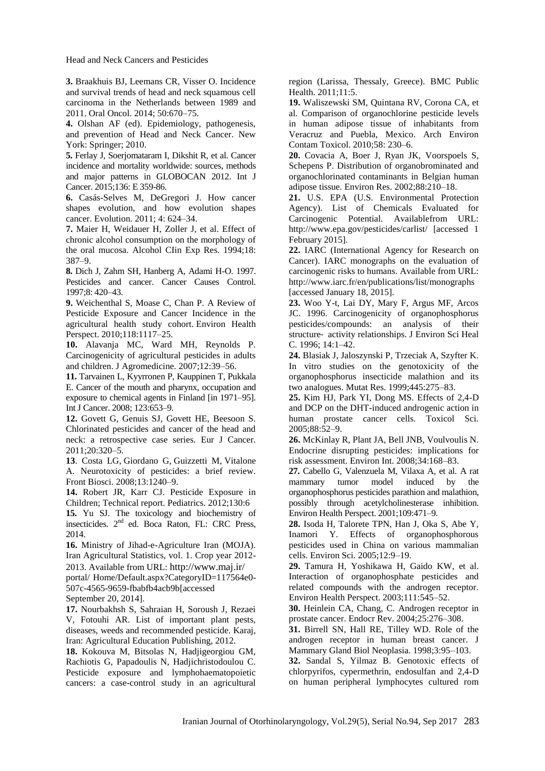**3.** Braakhuis BJ, Leemans CR, Visser O. Incidence and survival trends of head and neck squamous cell carcinoma in the Netherlands between 1989 and 2011. Oral Oncol. 2014; 50:670–75.

**4.** Olshan AF (ed). Epidemiology, pathogenesis, and prevention of Head and Neck Cancer. New York: Springer; 2010.

**5.** Ferlay J, Soerjomataram I, Dikshit R, et al. Cancer incidence and mortality worldwide: sources, methods and major patterns in GLOBOCAN 2012. Int J Cancer. 2015;136: E 359-86.

**6.** Casás-Selves M, DeGregori J. How cancer shapes evolution, and how evolution shapes cancer. Evolution. 2011; 4: 624–34.

**7.** Maier H, Weidauer H, Zoller J, et al. Effect of chronic alcohol consumption on the morphology of the oral mucosa. Alcohol CIin Exp Res. 1994;18: 387–9.

**8.** Dich J, Zahm SH, Hanberg A, Adami H-O. 1997. Pesticides and cancer. Cancer Causes Control. 1997;8: 420–43.

**9.** Weichenthal S, Moase C, Chan P. A Review of Pesticide Exposure and Cancer Incidence in the agricultural health study cohort. Environ Health Perspect. 2010;118:1117–25.

**10.** Alavanja MC, Ward MH, Reynolds P. Carcinogenicity of agricultural pesticides in adults and children. J Agromedicine. 2007;12:39–56.

**11.** Tarvainen L, Kyyrronen P, Kauppinen T, Pukkala E. Cancer of the mouth and pharynx, occupation and exposure to chemical agents in Finland [in 1971–95]. Int J Cancer. 2008; 123:653–9.

**12.** Govett G, Genuis SJ, Govett HE, Beesoon S. Chlorinated pesticides and cancer of the head and neck: a retrospective case series. Eur J Cancer. 2011;20:320–5.

**13**. Costa LG, Giordano G, Guizzetti M, Vitalone A. Neurotoxicity of pesticides: a brief review. Front Biosci. 2008;13:1240–9.

**14.** Robert JR, Karr CJ. Pesticide Exposure in Children; Technical report. Pediatrics. 2012;130:6

**15.** Yu SJ. The toxicology and biochemistry of insecticides. 2nd ed. Boca Raton, FL: CRC Press, 2014.

**16.** Ministry of Jihad-e-Agriculture Iran (MOJA). Iran Agricultural Statistics, vol. 1. Crop year 2012-2013. Available from URL: http://www.maj.ir/ portal/ Home/Default.aspx?CategoryID=117564e0-507c-4565-9659-fbabfb4acb9b[accessed September 20, 2014].

**17.** Nourbakhsh S, Sahraian H, Soroush J, Rezaei V, Fotouhi AR. List of important plant pests, diseases, weeds and recommended pesticide. Karaj, Iran: Agricultural Education Publishing, 2012.

**18.** Kokouva M, Bitsolas N, Hadjigeorgiou GM, Rachiotis G, Papadoulis N, Hadjichristodoulou C. Pesticide exposure and lymphohaematopoietic cancers: a case-control study in an agricultural region (Larissa, Thessaly, Greece). BMC Public Health. 2011;11:5.

**19.** Waliszewski SM, Quintana RV, Corona CA, et al. Comparison of organochlorine pesticide levels in human adipose tissue of inhabitants from Veracruz and Puebla, Mexico. Arch Environ Contam Toxicol. 2010;58: 230–6.

**20.** Covacia A, Boer J, Ryan JK, Voorspoels S, Schepens P. Distribution of organobrominated and organochlorinated contaminants in Belgian human adipose tissue. Environ Res. 2002;88:210–18.

**21.** U.S. EPA (U.S. Environmental Protection Agency). List of Chemicals Evaluated for Carcinogenic Potential. Availablefrom URL: http://www.epa.gov/pesticides/carlist/ [accessed 1 February 2015].

**22.** IARC (International Agency for Research on Cancer). IARC monographs on the evaluation of carcinogenic risks to humans. Available from URL: http://www.iarc.fr/en/publications/list/monographs [accessed January 18, 2015].

**23.** Woo Y-t, Lai DY, Mary F, Argus MF, Arcos JC. 1996. Carcinogenicity of organophosphorus pesticides/compounds: an analysis of their structure- activity relationships. J Environ Sci Heal C. 1996; 14:1–42.

**24.** Blasiak J, Jaloszynski P, Trzeciak A, Szyfter K. In vitro studies on the genotoxicity of the organophosphorus insecticide malathion and its two analogues. Mutat Res. 1999;445:275–83.

**25.** Kim HJ, Park YI, Dong MS. Effects of 2,4-D and DCP on the DHT-induced androgenic action in human prostate cancer cells. Toxicol Sci. 2005;88:52–9.

**26.** McKinlay R, Plant JA, Bell JNB, Voulvoulis N. Endocrine disrupting pesticides: implications for risk assessment. Environ Int. 2008;34:168–83.

**27.** Cabello G, Valenzuela M, Vilaxa A, et al. A rat mammary tumor model induced by the organophosphorus pesticides parathion and malathion, possibly through acetylcholinesterase inhibition. Environ Health Perspect. 2001;109:471–9.

**28.** Isoda H, Talorete TPN, Han J, Oka S, Abe Y, Inamori Y. Effects of organophosphorous pesticides used in China on various mammalian cells. Environ Sci. 2005;12:9–19.

**29.** Tamura H, Yoshikawa H, Gaido KW, et al. Interaction of organophosphate pesticides and related compounds with the androgen receptor. Environ Health Perspect. 2003;111:545–52.

**30.** Heinlein CA, Chang, C. Androgen receptor in prostate cancer. Endocr Rev. 2004;25:276–308.

**31.** Birrell SN, Hall RE, Tilley WD. Role of the androgen receptor in human breast cancer. J Mammary Gland Biol Neoplasia. 1998;3:95–103.

**32.** Sandal S, Yilmaz B. Genotoxic effects of chlorpyrifos, cypermethrin, endosulfan and 2,4-D on human peripheral lymphocytes cultured rom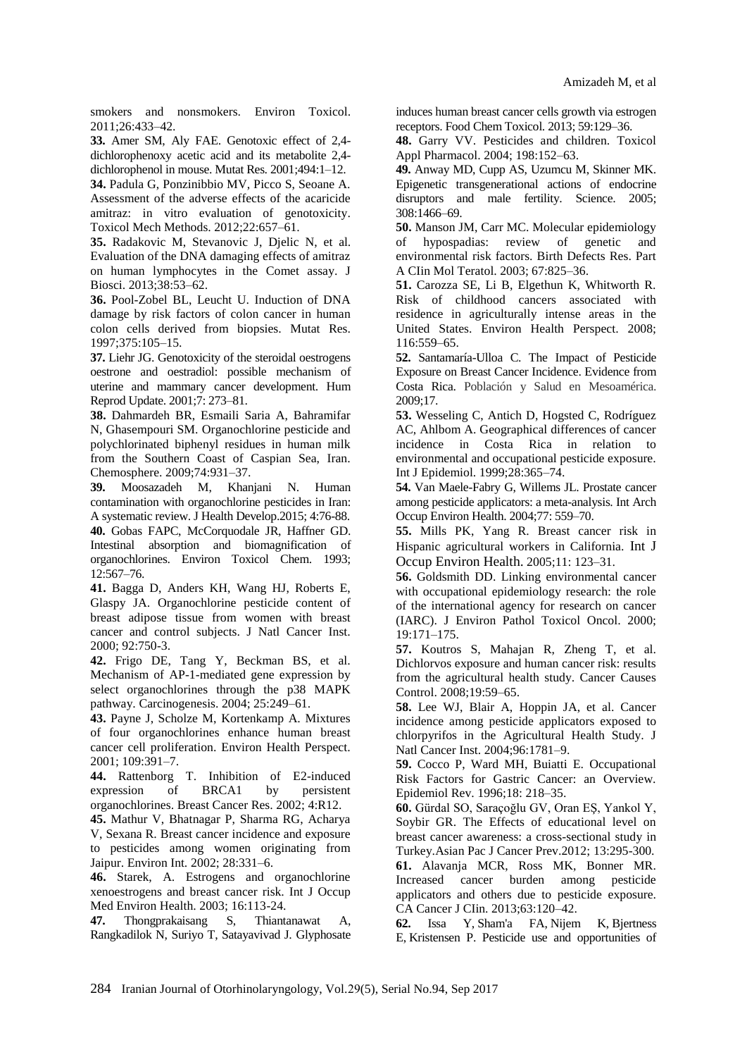smokers and nonsmokers. Environ Toxicol. 2011;26:433–42.

**33.** Amer SM, Aly FAE. Genotoxic effect of 2,4-dichlorophenoxy acetic acid and its metabolite 2,4-dichlorophenol in mouse. Mutat Res. 2001;494:1–12.

**34.** Padula G, Ponzinibbio MV, Picco S, Seoane A. Assessment of the adverse effects of the acaricide amitraz: in vitro evaluation of genotoxicity. Toxicol Mech Methods. 2012;22:657–61.

**35.** Radakovic M, Stevanovic J, Djelic N, et al. Evaluation of the DNA damaging effects of amitraz on human lymphocytes in the Comet assay. J Biosci. 2013;38:53–62.

**36.** Pool-Zobel BL, Leucht U. Induction of DNA damage by risk factors of colon cancer in human colon cells derived from biopsies. Mutat Res. 1997;375:105–15.

**37.** Liehr JG. Genotoxicity of the steroidal oestrogens oestrone and oestradiol: possible mechanism of uterine and mammary cancer development. Hum Reprod Update. 2001;7: 273–81.

**38.** Dahmardeh BR, Esmaili Saria A, Bahramifar N, Ghasempouri SM. Organochlorine pesticide and polychlorinated biphenyl residues in human milk from the Southern Coast of Caspian Sea, Iran. Chemosphere. 2009;74:931–37.

**39.** Moosazadeh M, Khanjani N. Human contamination with organochlorine pesticides in Iran: A systematic review. J Health Develop.2015; 4:76-88.

**40.** Gobas FAPC, McCorquodale JR, Haffner GD. Intestinal absorption and biomagnification of organochlorines. Environ Toxicol Chem. 1993; 12:567–76.

**41.** Bagga D, Anders KH, Wang HJ, Roberts E, Glaspy JA. Organochlorine pesticide content of breast adipose tissue from women with breast cancer and control subjects. J Natl Cancer Inst. 2000; 92:750-3.

**42.** Frigo DE, Tang Y, Beckman BS, et al. Mechanism of AP-1-mediated gene expression by select organochlorines through the p38 MAPK pathway. Carcinogenesis. 2004; 25:249–61.

**43.** Payne J, Scholze M, Kortenkamp A. Mixtures of four organochlorines enhance human breast cancer cell proliferation. Environ Health Perspect. 2001; 109:391–7.

**44.** Rattenborg T. Inhibition of E2-induced expression of BRCA1 by persistent organochlorines. Breast Cancer Res. 2002; 4:R12.

**45.** Mathur V, Bhatnagar P, Sharma RG, Acharya V, Sexana R. Breast cancer incidence and exposure to pesticides among women originating from Jaipur. Environ Int. 2002; 28:331–6.

**46.** Starek, A. Estrogens and organochlorine xenoestrogens and breast cancer risk. Int J Occup Med Environ Health. 2003; 16:113-24.

**47.** Thongprakaisang S, Thiantanawat A, Rangkadilok N, Suriyo T, Satayavivad J. Glyphosate induces human breast cancer cells growth via estrogen receptors. Food Chem Toxicol. 2013; 59:129–36.

**48.** Garry VV. Pesticides and children. Toxicol Appl Pharmacol. 2004; 198:152–63.

**49.** Anway MD, Cupp AS, Uzumcu M, Skinner MK. Epigenetic transgenerational actions of endocrine disruptors and male fertility. Science. 2005; 308:1466–69.

**50.** Manson JM, Carr MC. Molecular epidemiology of hypospadias: review of genetic and environmental risk factors. Birth Defects Res. Part A CIin Mol Teratol. 2003; 67:825–36.

**51.** Carozza SE, Li B, Elgethun K, Whitworth R. Risk of childhood cancers associated with residence in agriculturally intense areas in the United States. Environ Health Perspect. 2008; 116:559–65.

**52.** Santamaría-Ulloa C. The Impact of Pesticide Exposure on Breast Cancer Incidence. Evidence from Costa Rica. Población y Salud en Mesoamérica. 2009;17.

**53.** Wesseling C, Antich D, Hogsted C, Rodríguez AC, Ahlbom A. Geographical differences of cancer incidence in Costa Rica in relation to environmental and occupational pesticide exposure. Int J Epidemiol. 1999;28:365–74.

**54.** Van Maele-Fabry G, Willems JL. Prostate cancer among pesticide applicators: a meta-analysis. Int Arch Occup Environ Health. 2004;77: 559–70.

**55.** Mills PK, Yang R. Breast cancer risk in Hispanic agricultural workers in California. Int J Occup Environ Health. 2005;11: 123–31.

**56.** Goldsmith DD. Linking environmental cancer with occupational epidemiology research: the role of the international agency for research on cancer (IARC). J Environ Pathol Toxicol Oncol. 2000; 19:171–175.

**57.** Koutros S, Mahajan R, Zheng T, et al. Dichlorvos exposure and human cancer risk: results from the agricultural health study. Cancer Causes Control. 2008;19:59–65.

**58.** Lee WJ, Blair A, Hoppin JA, et al. Cancer incidence among pesticide applicators exposed to chlorpyrifos in the Agricultural Health Study. J Natl Cancer Inst. 2004;96:1781–9.

**59.** Cocco P, Ward MH, Buiatti E. Occupational Risk Factors for Gastric Cancer: an Overview. Epidemiol Rev. 1996;18: 218–35.

**60.** Gürdal SO, Saraçoğlu GV, Oran EŞ, Yankol Y, Soybir GR. The Effects of educational level on breast cancer awareness: a cross-sectional study in Turkey.Asian Pac J Cancer Prev.2012; 13:295-300.

**61.** Alavanja MCR, Ross MK, Bonner MR. Increased cancer burden among pesticide applicators and others due to pesticide exposure. CA Cancer J CIin. 2013;63:120–42.

**62.** Issa Y, Sham'a FA, Nijem K, Bjertness E, Kristensen P. Pesticide use and opportunities of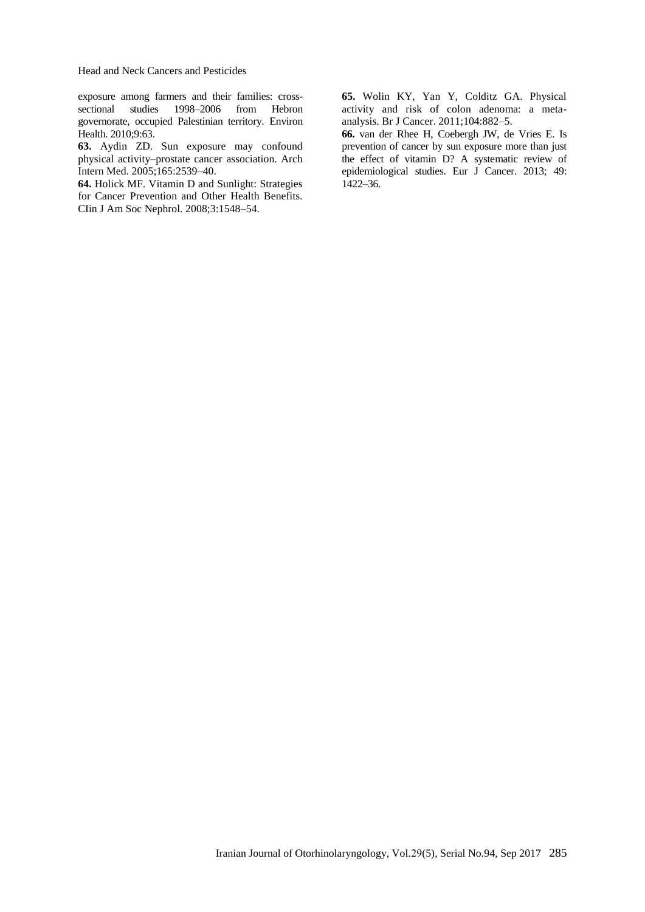exposure among farmers and their families: cross-sectional studies 1998–2006 from Hebron governorate, occupied Palestinian territory. Environ Health. 2010;9:63.

**63.** Aydin ZD. Sun exposure may confound physical activity–prostate cancer association. Arch Intern Med. 2005;165:2539–40.

**64.** Holick MF. Vitamin D and Sunlight: Strategies for Cancer Prevention and Other Health Benefits. CIin J Am Soc Nephrol. 2008;3:1548–54.

**65.** Wolin KY, Yan Y, Colditz GA. Physical activity and risk of colon adenoma: a meta-analysis. Br J Cancer. 2011;104:882–5.

**66.** van der Rhee H, Coebergh JW, de Vries E. Is prevention of cancer by sun exposure more than just the effect of vitamin D? A systematic review of epidemiological studies. Eur J Cancer. 2013; 49: 1422–36.